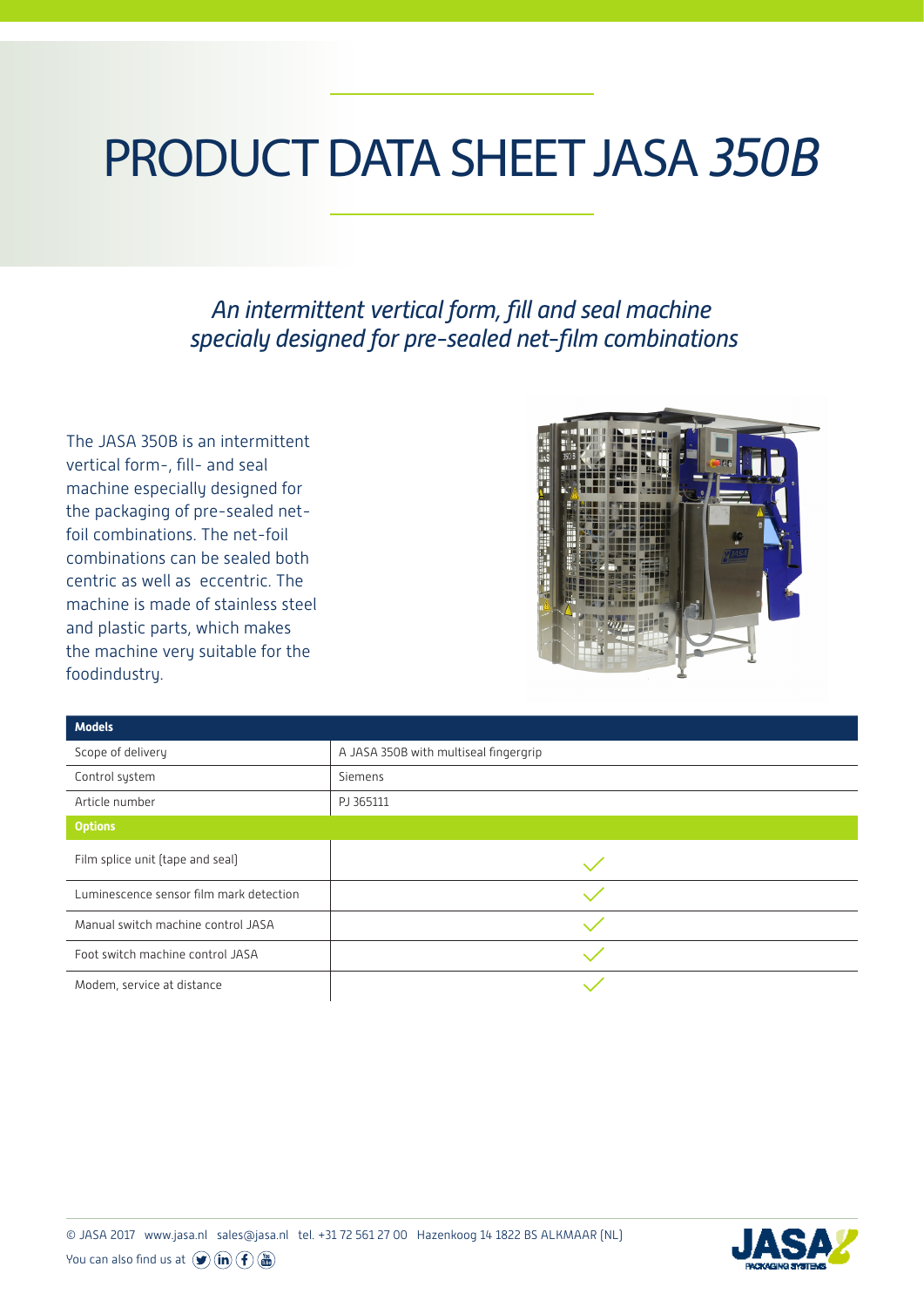# PRODUCT DATA SHEET JASA *350B*

*An intermittent vertical form, fill and seal machine specialy designed for pre-sealed net-film combinations*

The JASA 350B is an intermittent vertical form-, fill- and seal machine especially designed for the packaging of pre-sealed net-foil combinations. The net-foil combinations can be sealed both centric as well as eccentric. The machine is made of stainless steel and plastic parts, which makes the machine very suitable for the foodindustry.

| **Models** | |
|---|---|
| Scope of delivery | A JASA 350B with multiseal fingergrip |
| Control system | Siemens |
| Article number | PJ 365111 |
| **Options** | |
| Film splice unit (tape and seal) | ✓ |
| Luminescence sensor film mark detection | ✓ |
| Manual switch machine control JASA | ✓ |
| Foot switch machine control JASA | ✓ |
| Modem, service at distance | ✓ |

© JASA 2017 www.jasa.nl sales@jasa.nl tel. +31 72 561 27 00 Hazenkoog 14 1822 BS ALKMAAR (NL)

You can also find us at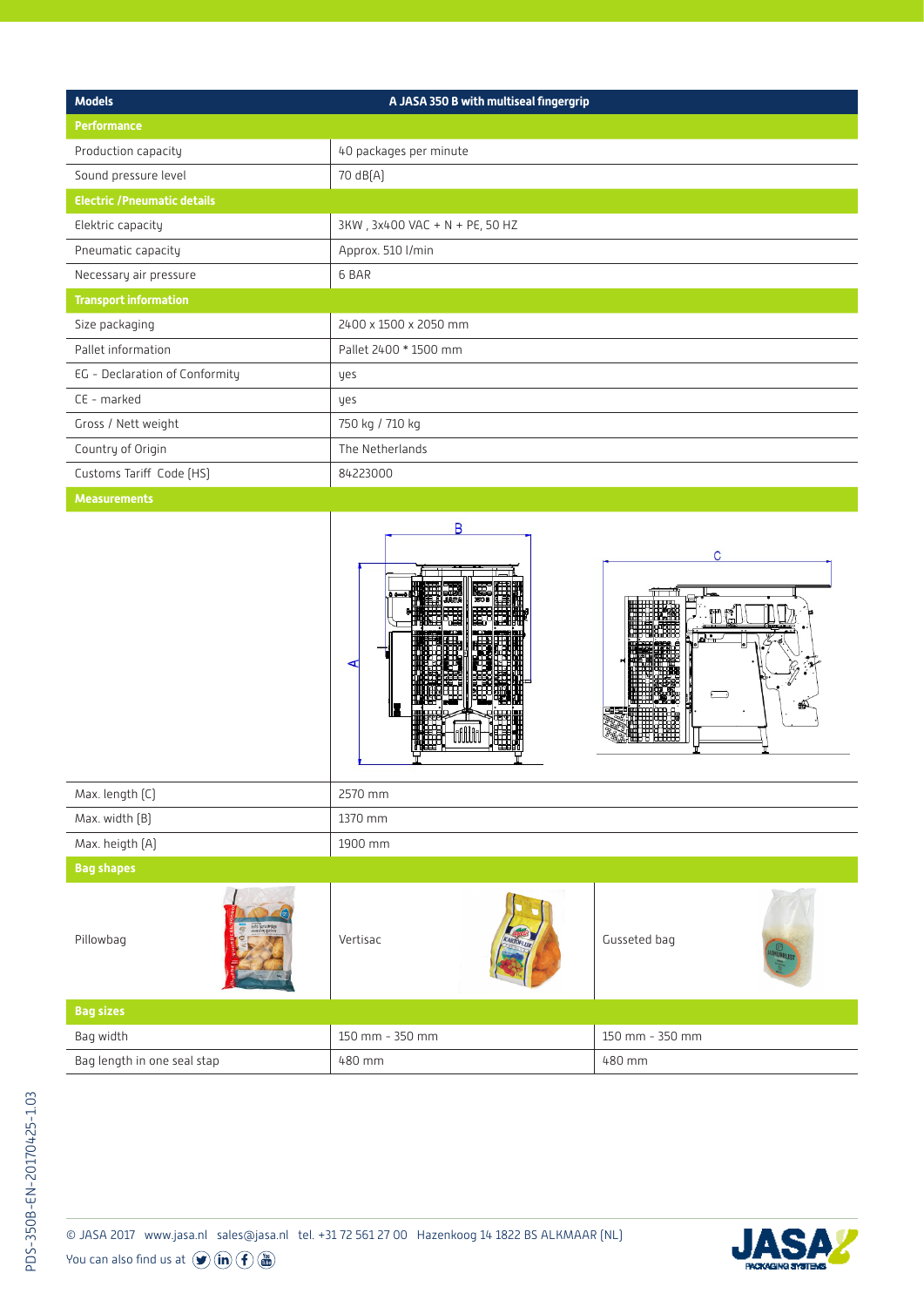| Models | A JASA 350 B with multiseal fingergrip | |
|---|---|---|
| **Performance** | | |
| Production capacity | 40 packages per minute | |
| Sound pressure level | 70 dB(A) | |
| **Electric /Pneumatic details** | | |
| Elektric capacity | 3KW , 3x400 VAC + N + PE, 50 HZ | |
| Pneumatic capacity | Approx. 510 l/min | |
| Necessary air pressure | 6 BAR | |
| **Transport information** | | |
| Size packaging | 2400 x 1500 x 2050 mm | |
| Pallet information | Pallet 2400 * 1500 mm | |
| EG - Declaration of Conformity | yes | |
| CE - marked | yes | |
| Gross / Nett weight | 750 kg / 710 kg | |
| Country of Origin | The Netherlands | |
| Customs Tariff Code (HS) | 84223000 | |
| **Measurements** | | |
| | B A | C |
| Max. length (C) | 2570 mm | |
| Max. width (B) | 1370 mm | |
| Max. heigth (A) | 1900 mm | |
| **Bag shapes** | | |
| Pillowbag | Vertisac | Gusseted bag |
| **Bag sizes** | | |
| Bag width | 150 mm - 350 mm | 150 mm - 350 mm |
| Bag length in one seal stap | 480 mm | 480 mm |

© JASA 2017 www.jasa.nl sales@jasa.nl tel. +31 72 561 27 00 Hazenkoog 14 1822 BS ALKMAAR (NL)

You can also find us at

JASA PACKAGING SYSTEMS

PDS-350B-EN-20170425-1.03